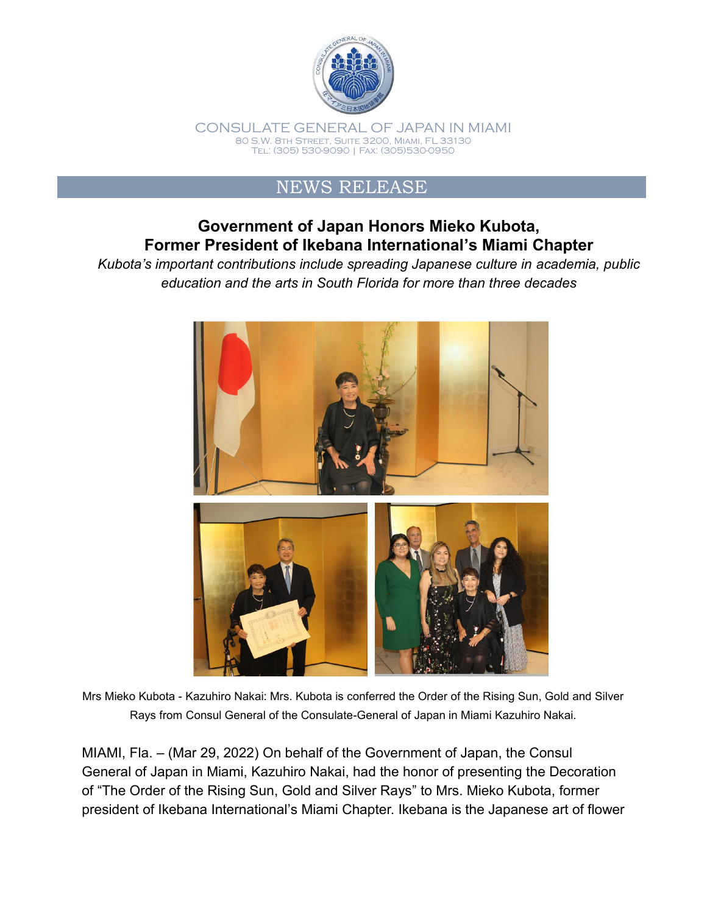CONSULATE GENERAL OF JAPAN IN MIAMI
80 S.W. 8TH STREET, SUITE 3200, MIAMI, FL 33130
TEL: (305) 530-9090 | FAX: (305)530-0950

# NEWS RELEASE

## Government of Japan Honors Mieko Kubota, Former President of Ikebana International's Miami Chapter

*Kubota's important contributions include spreading Japanese culture in academia, public education and the arts in South Florida for more than three decades*

Mrs Mieko Kubota - Kazuhiro Nakai: Mrs. Kubota is conferred the Order of the Rising Sun, Gold and Silver Rays from Consul General of the Consulate-General of Japan in Miami Kazuhiro Nakai.

MIAMI, Fla. – (Mar 29, 2022) On behalf of the Government of Japan, the Consul General of Japan in Miami, Kazuhiro Nakai, had the honor of presenting the Decoration of "The Order of the Rising Sun, Gold and Silver Rays" to Mrs. Mieko Kubota, former president of Ikebana International's Miami Chapter. Ikebana is the Japanese art of flower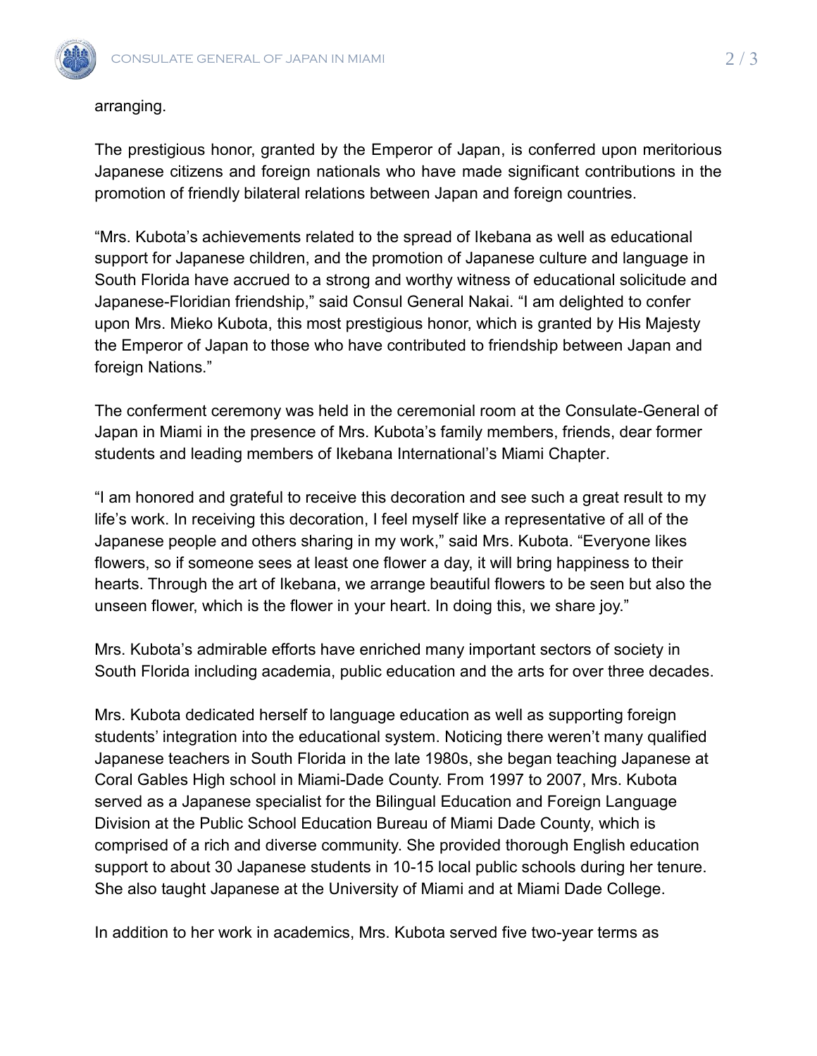arranging.

The prestigious honor, granted by the Emperor of Japan, is conferred upon meritorious Japanese citizens and foreign nationals who have made significant contributions in the promotion of friendly bilateral relations between Japan and foreign countries.

"Mrs. Kubota's achievements related to the spread of Ikebana as well as educational support for Japanese children, and the promotion of Japanese culture and language in South Florida have accrued to a strong and worthy witness of educational solicitude and Japanese-Floridian friendship," said Consul General Nakai. "I am delighted to confer upon Mrs. Mieko Kubota, this most prestigious honor, which is granted by His Majesty the Emperor of Japan to those who have contributed to friendship between Japan and foreign Nations."

The conferment ceremony was held in the ceremonial room at the Consulate-General of Japan in Miami in the presence of Mrs. Kubota's family members, friends, dear former students and leading members of Ikebana International's Miami Chapter.

"I am honored and grateful to receive this decoration and see such a great result to my life's work. In receiving this decoration, I feel myself like a representative of all of the Japanese people and others sharing in my work," said Mrs. Kubota. "Everyone likes flowers, so if someone sees at least one flower a day, it will bring happiness to their hearts. Through the art of Ikebana, we arrange beautiful flowers to be seen but also the unseen flower, which is the flower in your heart. In doing this, we share joy."

Mrs. Kubota's admirable efforts have enriched many important sectors of society in South Florida including academia, public education and the arts for over three decades.

Mrs. Kubota dedicated herself to language education as well as supporting foreign students' integration into the educational system. Noticing there weren't many qualified Japanese teachers in South Florida in the late 1980s, she began teaching Japanese at Coral Gables High school in Miami-Dade County. From 1997 to 2007, Mrs. Kubota served as a Japanese specialist for the Bilingual Education and Foreign Language Division at the Public School Education Bureau of Miami Dade County, which is comprised of a rich and diverse community. She provided thorough English education support to about 30 Japanese students in 10-15 local public schools during her tenure. She also taught Japanese at the University of Miami and at Miami Dade College.

In addition to her work in academics, Mrs. Kubota served five two-year terms as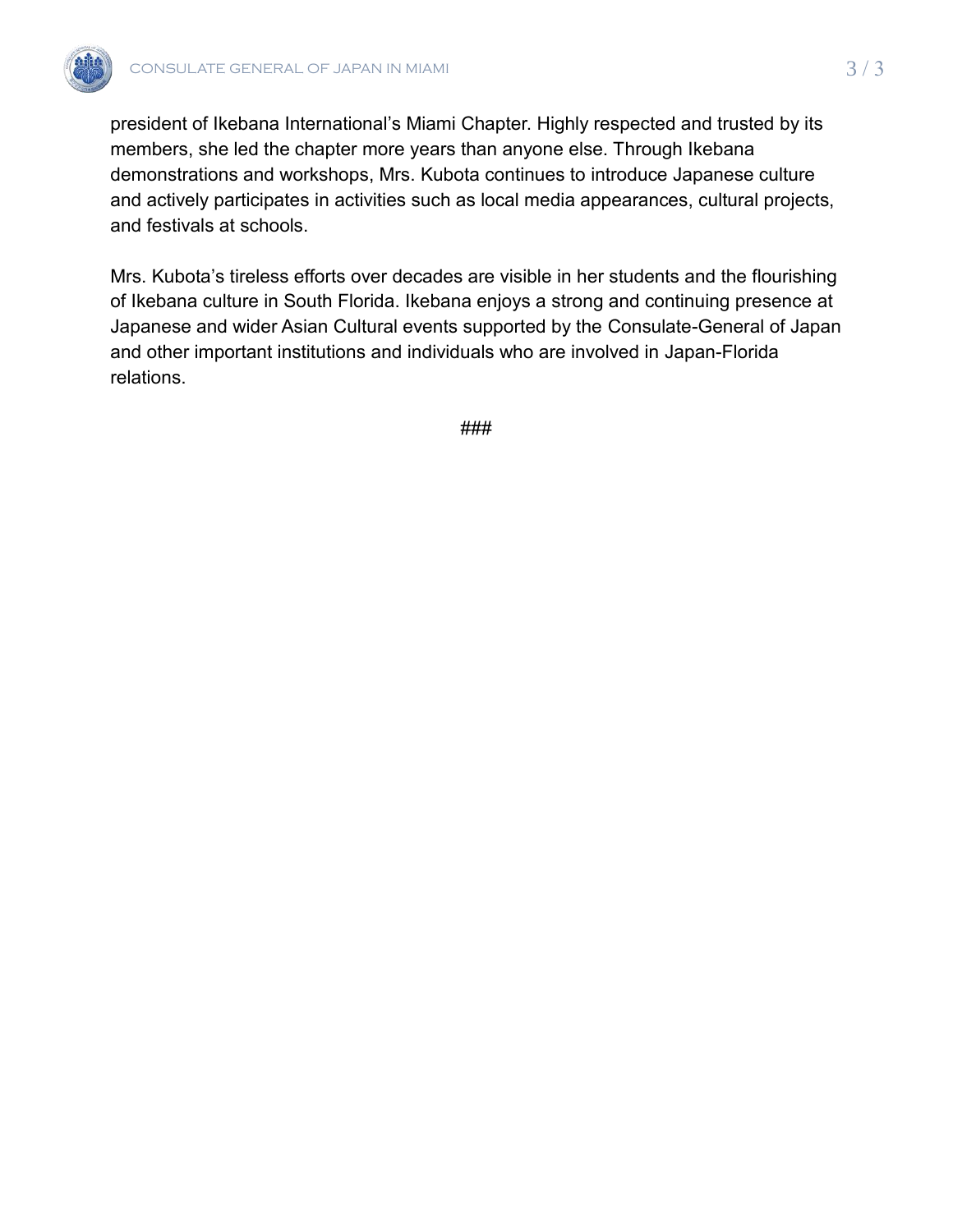president of Ikebana International's Miami Chapter. Highly respected and trusted by its members, she led the chapter more years than anyone else. Through Ikebana demonstrations and workshops, Mrs. Kubota continues to introduce Japanese culture and actively participates in activities such as local media appearances, cultural projects, and festivals at schools.

Mrs. Kubota's tireless efforts over decades are visible in her students and the flourishing of Ikebana culture in South Florida. Ikebana enjoys a strong and continuing presence at Japanese and wider Asian Cultural events supported by the Consulate-General of Japan and other important institutions and individuals who are involved in Japan-Florida relations.

###